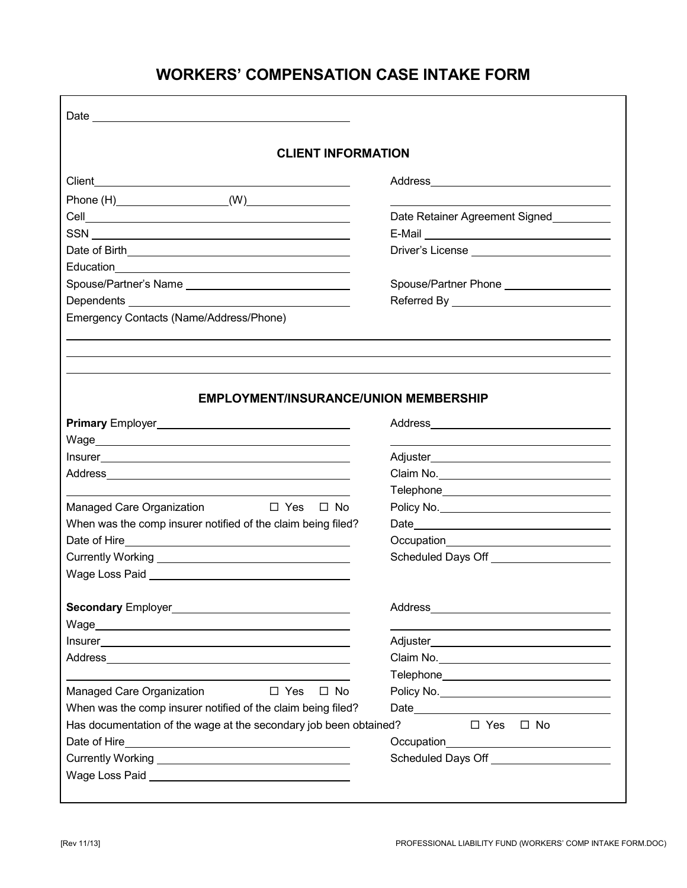# WORKERS' COMPENSATION CASE INTAKE FORM

Date ____________________

## CLIENT INFORMATION

Client ____________________

Phone (H) __________ (W) __________

Cell ____________________

SSN ____________________

Date of Birth ____________________

Education ____________________

Spouse/Partner's Name ____________________

Dependents ____________________

Address ____________________

____________________

Date Retainer Agreement Signed __________

E-Mail ____________________

Driver's License ____________________

Spouse/Partner Phone ____________________

Referred By ____________________

Emergency Contacts (Name/Address/Phone)

____________________

____________________

____________________

## EMPLOYMENT/INSURANCE/UNION MEMBERSHIP

**Primary** Employer ____________________

Wage ____________________

Insurer ____________________

Address ____________________

____________________

Managed Care Organization ☐ Yes ☐ No

When was the comp insurer notified of the claim being filed?

Date of Hire ____________________

Currently Working ____________________

Wage Loss Paid ____________________

Address ____________________

____________________

Adjuster ____________________

Claim No. ____________________

Telephone ____________________

Policy No. ____________________

Date ____________________

Occupation ____________________

Scheduled Days Off ____________________

**Secondary** Employer ____________________

Wage ____________________

Insurer ____________________

Address ____________________

____________________

Managed Care Organization ☐ Yes ☐ No

When was the comp insurer notified of the claim being filed?

Address ____________________

____________________

Adjuster ____________________

Claim No. ____________________

Telephone ____________________

Policy No. ____________________

Date ____________________

Has documentation of the wage at the secondary job been obtained? ☐ Yes ☐ No

Date of Hire ____________________

Currently Working ____________________

Wage Loss Paid ____________________

Occupation ____________________

Scheduled Days Off ____________________

[Rev 11/13]

PROFESSIONAL LIABILITY FUND (WORKERS' COMP INTAKE FORM.DOC)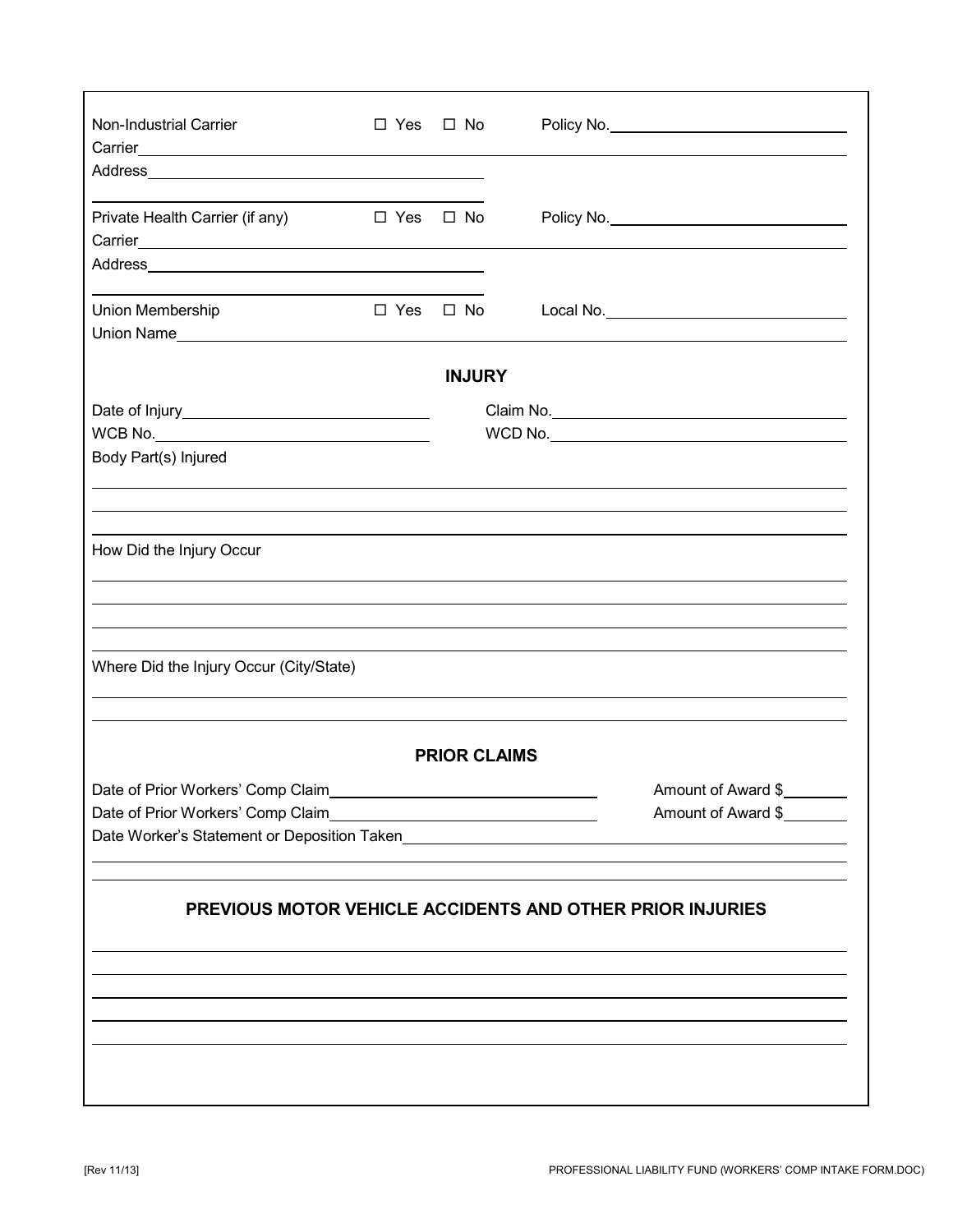Non-Industrial Carrier ☐ Yes ☐ No Policy No.______________________________

Carrier______________________________________________________________________

Address______________________________________

______________________________________

Private Health Carrier (if any) ☐ Yes ☐ No Policy No.______________________________

Carrier______________________________________________________________________

Address______________________________________

______________________________________

Union Membership ☐ Yes ☐ No Local No.______________________________

Union Name___________________________________________________________________

## INJURY

Date of Injury______________________________ Claim No.______________________________

WCB No.______________________________ WCD No.______________________________

Body Part(s) Injured

_____________________________________________________________________________

_____________________________________________________________________________

_____________________________________________________________________________

How Did the Injury Occur

_____________________________________________________________________________

_____________________________________________________________________________

_____________________________________________________________________________

_____________________________________________________________________________

Where Did the Injury Occur (City/State)

_____________________________________________________________________________

_____________________________________________________________________________

## PRIOR CLAIMS

Date of Prior Workers' Comp Claim______________________________ Amount of Award $________

Date of Prior Workers' Comp Claim______________________________ Amount of Award $________

Date Worker's Statement or Deposition Taken___________________________________________

_____________________________________________________________________________

_____________________________________________________________________________

## PREVIOUS MOTOR VEHICLE ACCIDENTS AND OTHER PRIOR INJURIES

_____________________________________________________________________________

_____________________________________________________________________________

_____________________________________________________________________________

_____________________________________________________________________________

_____________________________________________________________________________

[Rev 11/13] PROFESSIONAL LIABILITY FUND (WORKERS' COMP INTAKE FORM.DOC)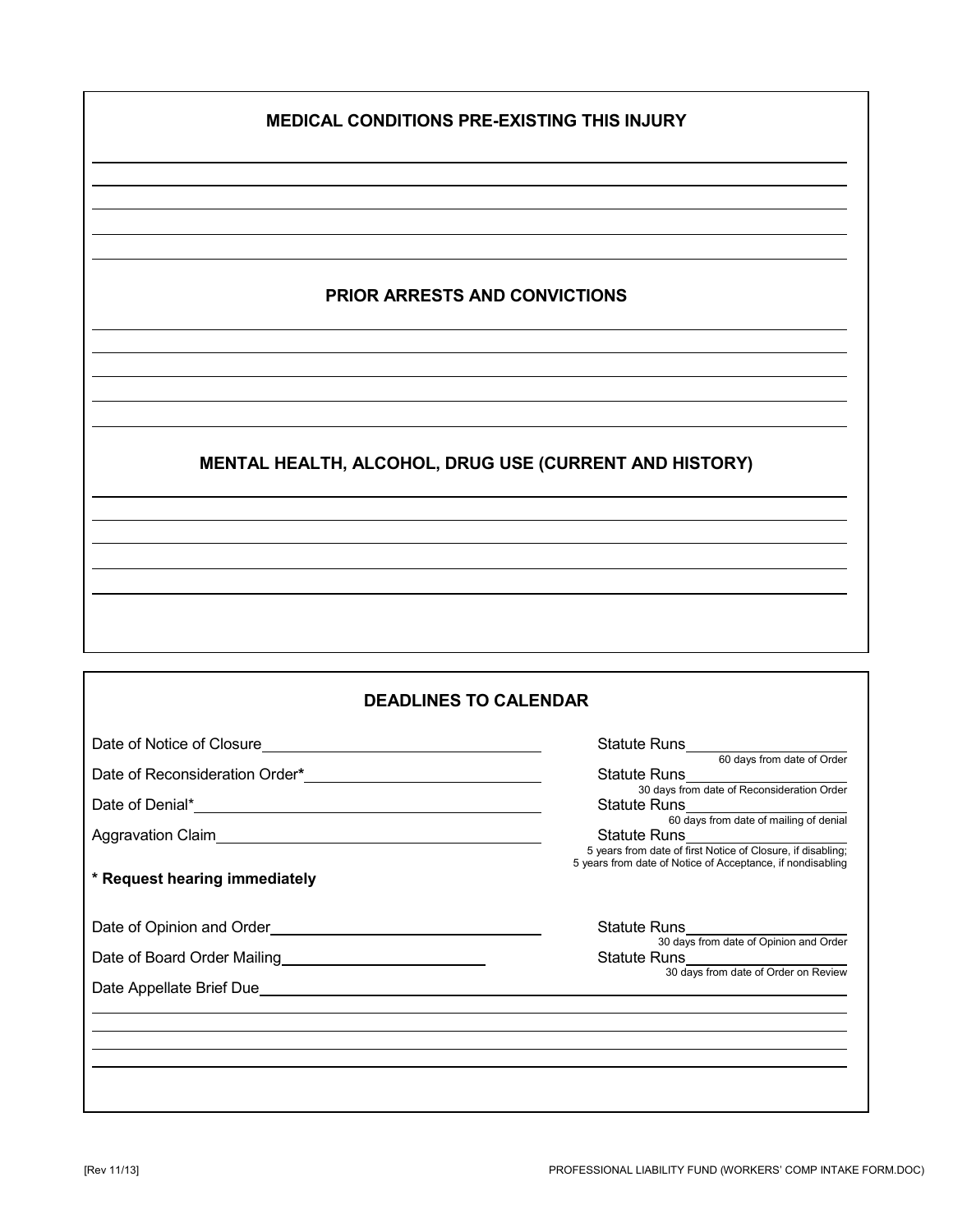## MEDICAL CONDITIONS PRE-EXISTING THIS INJURY

_______________________________________________

_______________________________________________

_______________________________________________

_______________________________________________

_______________________________________________

## PRIOR ARRESTS AND CONVICTIONS

_______________________________________________

_______________________________________________

_______________________________________________

_______________________________________________

_______________________________________________

## MENTAL HEALTH, ALCOHOL, DRUG USE (CURRENT AND HISTORY)

_______________________________________________

_______________________________________________

_______________________________________________

_______________________________________________

_______________________________________________

## DEADLINES TO CALENDAR

Date of Notice of Closure____________________ Statute Runs____________________
60 days from date of Order

Date of Reconsideration Order*____________________ Statute Runs____________________
30 days from date of Reconsideration Order

Date of Denial*____________________ Statute Runs____________________
60 days from date of mailing of denial

Aggravation Claim____________________ Statute Runs____________________
5 years from date of first Notice of Closure, if disabling;
5 years from date of Notice of Acceptance, if nondisabling

**\* Request hearing immediately**

Date of Opinion and Order____________________ Statute Runs____________________
30 days from date of Opinion and Order

Date of Board Order Mailing____________________ Statute Runs____________________
30 days from date of Order on Review

Date Appellate Brief Due____________________

_______________________________________________

_______________________________________________

_______________________________________________

_______________________________________________

[Rev 11/13] PROFESSIONAL LIABILITY FUND (WORKERS' COMP INTAKE FORM.DOC)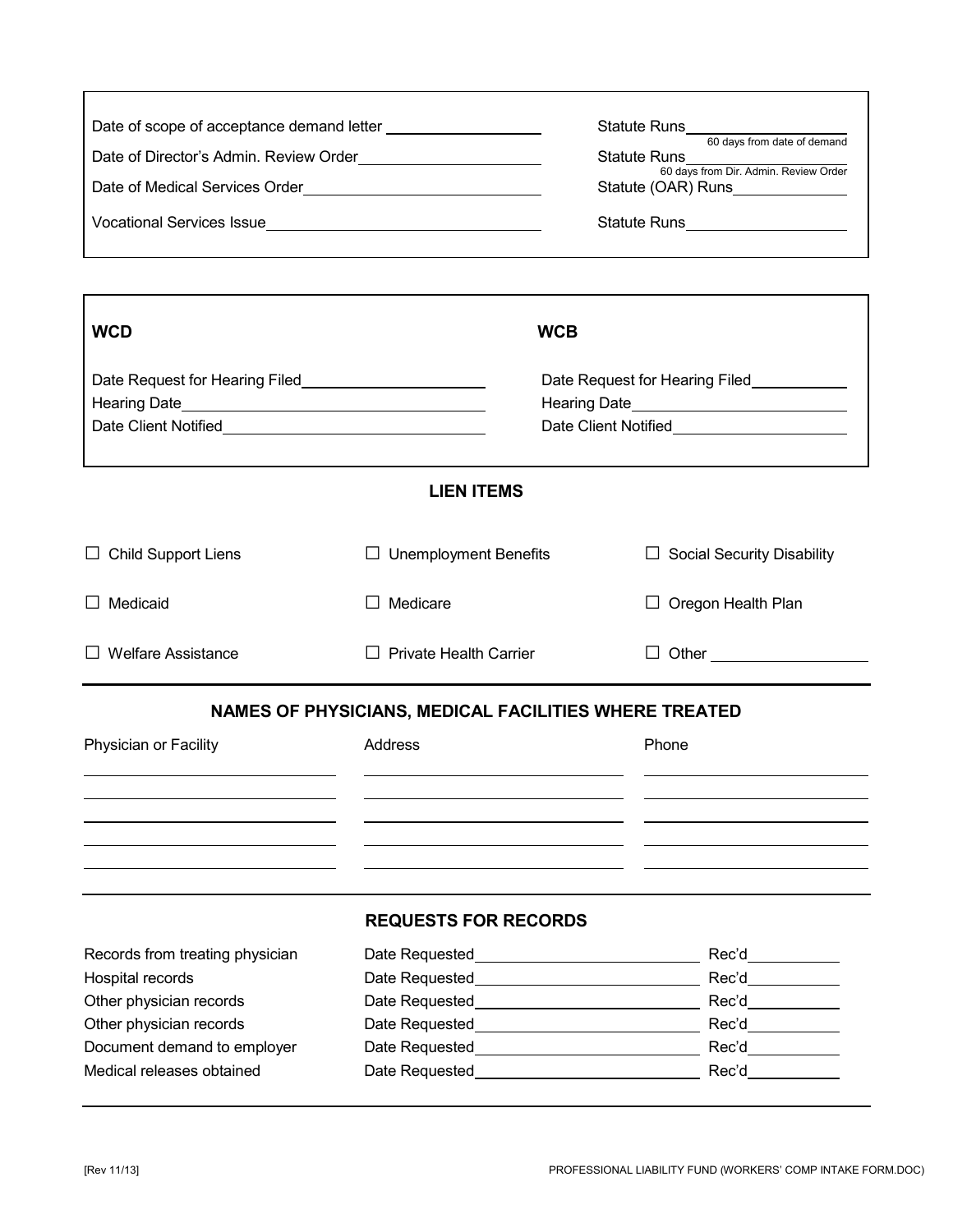| | |
|---|---|
| Date of scope of acceptance demand letter ___________ | Statute Runs ___________ (60 days from date of demand) |
| Date of Director's Admin. Review Order ___________ | Statute Runs ___________ (60 days from Dir. Admin. Review Order) |
| Date of Medical Services Order ___________ | Statute (OAR) Runs ___________ |
| Vocational Services Issue ___________ | Statute Runs ___________ |

| **WCD** | **WCB** |
|---|---|
| Date Request for Hearing Filed ___________ | Date Request for Hearing Filed ___________ |
| Hearing Date ___________ | Hearing Date ___________ |
| Date Client Notified ___________ | Date Client Notified ___________ |

## LIEN ITEMS

| | | |
|---|---|---|
| ☐ Child Support Liens | ☐ Unemployment Benefits | ☐ Social Security Disability |
| ☐ Medicaid | ☐ Medicare | ☐ Oregon Health Plan |
| ☐ Welfare Assistance | ☐ Private Health Carrier | ☐ Other ___________ |

## NAMES OF PHYSICIANS, MEDICAL FACILITIES WHERE TREATED

| Physician or Facility | Address | Phone |
|---|---|---|
| | | |
| | | |
| | | |
| | | |
| | | |

## REQUESTS FOR RECORDS

| | | |
|---|---|---|
| Records from treating physician | Date Requested ___________ | Rec'd ___________ |
| Hospital records | Date Requested ___________ | Rec'd ___________ |
| Other physician records | Date Requested ___________ | Rec'd ___________ |
| Other physician records | Date Requested ___________ | Rec'd ___________ |
| Document demand to employer | Date Requested ___________ | Rec'd ___________ |
| Medical releases obtained | Date Requested ___________ | Rec'd ___________ |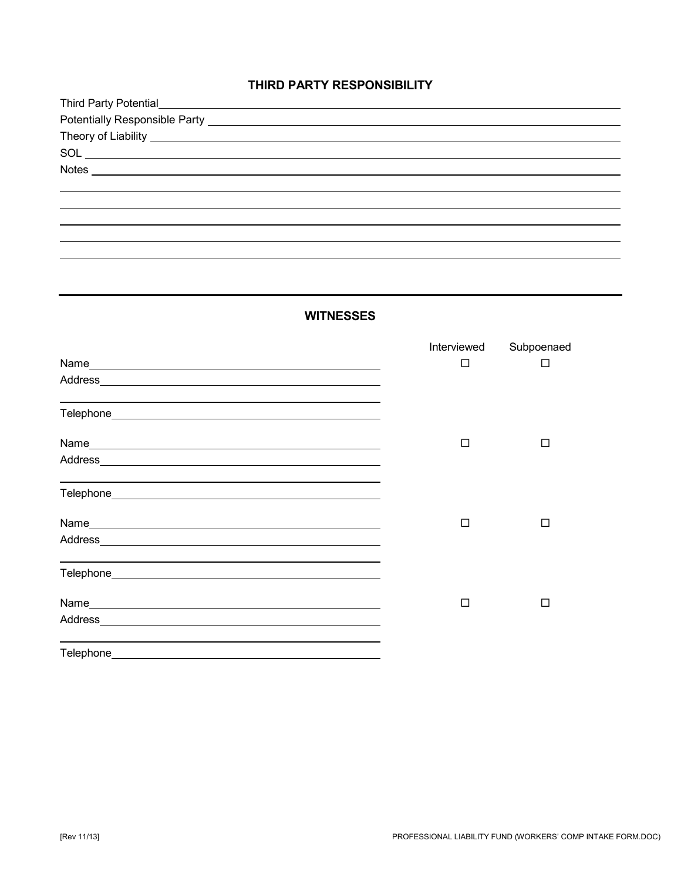## THIRD PARTY RESPONSIBILITY

Third Party Potential \_\_\_\_\_\_\_\_\_\_\_\_\_\_\_\_\_\_\_\_\_\_\_\_\_\_\_\_\_\_\_\_\_\_\_\_\_\_\_\_\_\_\_\_

Potentially Responsible Party \_\_\_\_\_\_\_\_\_\_\_\_\_\_\_\_\_\_\_\_\_\_\_\_\_\_\_\_\_\_\_\_\_\_\_\_\_\_\_\_\_\_\_\_

Theory of Liability \_\_\_\_\_\_\_\_\_\_\_\_\_\_\_\_\_\_\_\_\_\_\_\_\_\_\_\_\_\_\_\_\_\_\_\_\_\_\_\_\_\_\_\_

SOL \_\_\_\_\_\_\_\_\_\_\_\_\_\_\_\_\_\_\_\_\_\_\_\_\_\_\_\_\_\_\_\_\_\_\_\_\_\_\_\_\_\_\_\_

Notes \_\_\_\_\_\_\_\_\_\_\_\_\_\_\_\_\_\_\_\_\_\_\_\_\_\_\_\_\_\_\_\_\_\_\_\_\_\_\_\_\_\_\_\_

---

## WITNESSES

| | Interviewed | Subpoenaed |
|---|---|---|
| Name \_\_\_\_\_\_\_\_\_\_\_\_\_\_\_\_\_\_\_\_ | ☐ | ☐ |
| Address \_\_\_\_\_\_\_\_\_\_\_\_\_\_\_\_\_\_\_\_ | | |
| Telephone \_\_\_\_\_\_\_\_\_\_\_\_\_\_\_\_\_\_\_\_ | | |
| Name \_\_\_\_\_\_\_\_\_\_\_\_\_\_\_\_\_\_\_\_ | ☐ | ☐ |
| Address \_\_\_\_\_\_\_\_\_\_\_\_\_\_\_\_\_\_\_\_ | | |
| Telephone \_\_\_\_\_\_\_\_\_\_\_\_\_\_\_\_\_\_\_\_ | | |
| Name \_\_\_\_\_\_\_\_\_\_\_\_\_\_\_\_\_\_\_\_ | ☐ | ☐ |
| Address \_\_\_\_\_\_\_\_\_\_\_\_\_\_\_\_\_\_\_\_ | | |
| Telephone \_\_\_\_\_\_\_\_\_\_\_\_\_\_\_\_\_\_\_\_ | | |
| Name \_\_\_\_\_\_\_\_\_\_\_\_\_\_\_\_\_\_\_\_ | ☐ | ☐ |
| Address \_\_\_\_\_\_\_\_\_\_\_\_\_\_\_\_\_\_\_\_ | | |
| Telephone \_\_\_\_\_\_\_\_\_\_\_\_\_\_\_\_\_\_\_\_ | | |

[Rev 11/13] PROFESSIONAL LIABILITY FUND (WORKERS' COMP INTAKE FORM.DOC)